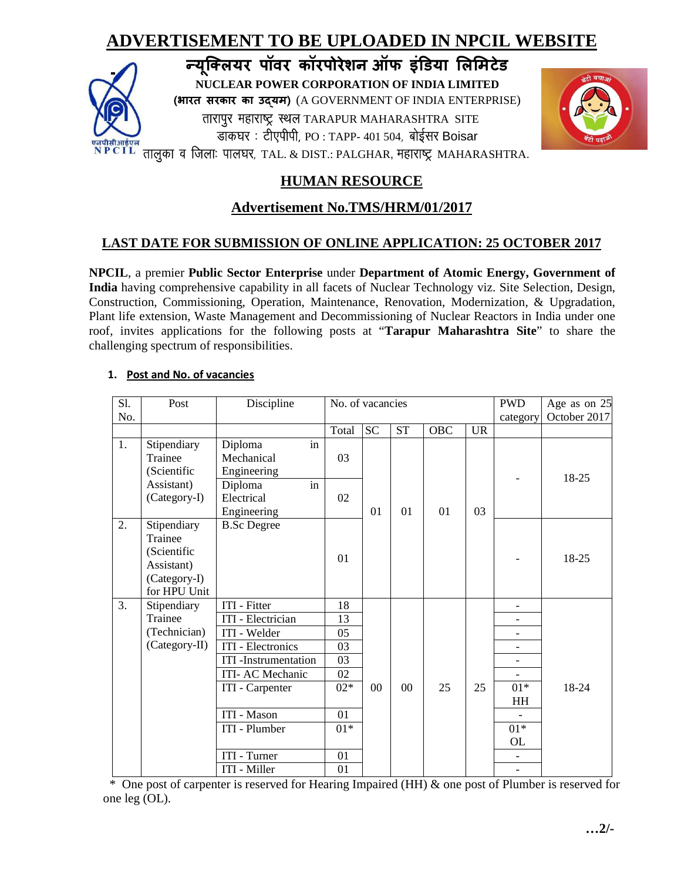# ADVERTISEMENT TO BE UPLOADED IN NPCIL WEBSITE

**न्यूक्लियर पॉवर कॉरपोरेशन ऑफ इंडिया लिमिटेड**

**NUCLEAR POWER CORPORATION OF INDIA LIMITED**

**(भारत सरकार का उद्यम)** (A GOVERNMENT OF INDIA ENTERPRISE)

तारापुर महाराष्ट्र स्थल TARAPUR MAHARASHTRA SITE

डाकघर : टीएपीपी, PO : TAPP- 401 504, बोईसर Boisar

तालुका व जिलाः पालघर, TAL. & DIST.: PALGHAR, महाराष्ट्र MAHARASHTRA.

## HUMAN RESOURCE

## Advertisement No.TMS/HRM/01/2017

### LAST DATE FOR SUBMISSION OF ONLINE APPLICATION: 25 OCTOBER 2017

**NPCIL**, a premier **Public Sector Enterprise** under **Department of Atomic Energy, Government of India** having comprehensive capability in all facets of Nuclear Technology viz. Site Selection, Design, Construction, Commissioning, Operation, Maintenance, Renovation, Modernization, & Upgradation, Plant life extension, Waste Management and Decommissioning of Nuclear Reactors in India under one roof, invites applications for the following posts at "**Tarapur Maharashtra Site**" to share the challenging spectrum of responsibilities.

**1. Post and No. of vacancies**

| Sl. No. | Post | Discipline | No. of vacancies | | | | | PWD category | Age as on 25 October 2017 |
|---|---|---|---|---|---|---|---|---|---|
| | | | Total | SC | ST | OBC | UR | | |
| 1. | Stipendiary Trainee (Scientific Assistant) (Category-I) | Diploma in Mechanical Engineering | 03 | 01 | 01 | 01 | 03 | - | 18-25 |
| | | Diploma in Electrical Engineering | 02 | | | | | | |
| 2. | Stipendiary Trainee (Scientific Assistant) (Category-I) for HPU Unit | B.Sc Degree | 01 | | | | | - | 18-25 |
| 3. | Stipendiary Trainee (Technician) (Category-II) | ITI - Fitter | 18 | 00 | 00 | 25 | 25 | - | 18-24 |
| | | ITI - Electrician | 13 | | | | | - | |
| | | ITI - Welder | 05 | | | | | - | |
| | | ITI - Electronics | 03 | | | | | - | |
| | | ITI -Instrumentation | 03 | | | | | - | |
| | | ITI- AC Mechanic | 02 | | | | | - | |
| | | ITI - Carpenter | 02* | | | | | 01* HH | |
| | | ITI - Mason | 01 | | | | | - | |
| | | ITI - Plumber | 01* | | | | | 01* OL | |
| | | ITI - Turner | 01 | | | | | - | |
| | | ITI - Miller | 01 | | | | | - | |

* One post of carpenter is reserved for Hearing Impaired (HH) & one post of Plumber is reserved for one leg (OL).

…2/-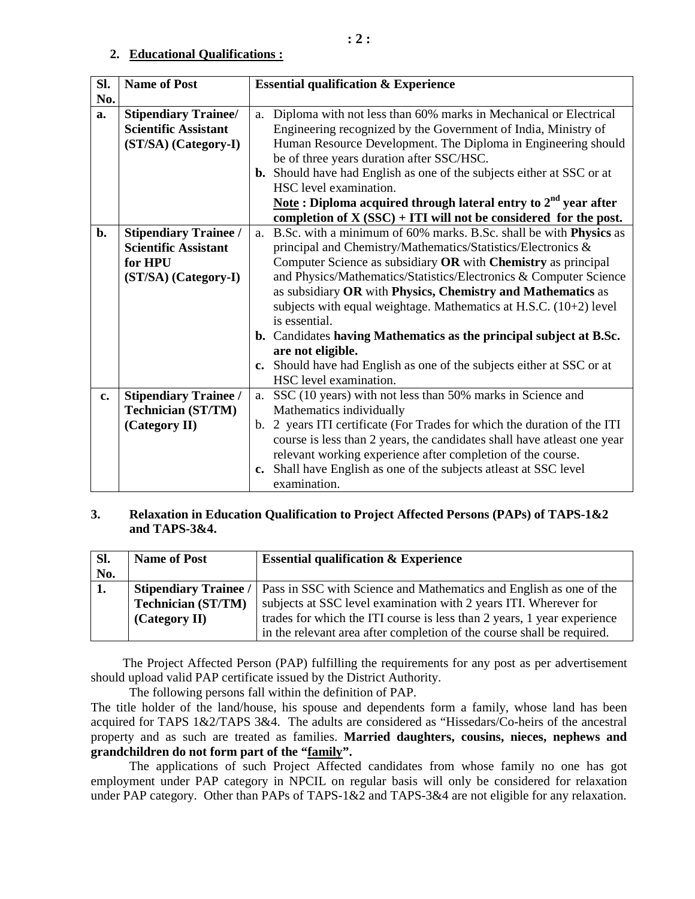## 2. Educational Qualifications :

| Sl. No. | Name of Post | Essential qualification & Experience |
|---|---|---|
| **a.** | **Stipendiary Trainee/ Scientific Assistant (ST/SA) (Category-I)** | a. Diploma with not less than 60% marks in Mechanical or Electrical Engineering recognized by the Government of India, Ministry of Human Resource Development. The Diploma in Engineering should be of three years duration after SSC/HSC.<br>**b.** Should have had English as one of the subjects either at SSC or at HSC level examination.<br>**Note : Diploma acquired through lateral entry to 2nd year after completion of X (SSC) + ITI will not be considered for the post.** |
| **b.** | **Stipendiary Trainee / Scientific Assistant for HPU (ST/SA) (Category-I)** | a. B.Sc. with a minimum of 60% marks. B.Sc. shall be with **Physics** as principal and Chemistry/Mathematics/Statistics/Electronics & Computer Science as subsidiary **OR** with **Chemistry** as principal and Physics/Mathematics/Statistics/Electronics & Computer Science as subsidiary **OR** with **Physics, Chemistry and Mathematics** as subjects with equal weightage. Mathematics at H.S.C. (10+2) level is essential.<br>**b.** Candidates **having Mathematics as the principal subject at B.Sc. are not eligible.**<br>**c.** Should have had English as one of the subjects either at SSC or at HSC level examination. |
| **c.** | **Stipendiary Trainee / Technician (ST/TM) (Category II)** | a. SSC (10 years) with not less than 50% marks in Science and Mathematics individually<br>b. 2 years ITI certificate (For Trades for which the duration of the ITI course is less than 2 years, the candidates shall have atleast one year relevant working experience after completion of the course.<br>**c.** Shall have English as one of the subjects atleast at SSC level examination. |

## 3. Relaxation in Education Qualification to Project Affected Persons (PAPs) of TAPS-1&2 and TAPS-3&4.

| Sl. No. | Name of Post | Essential qualification & Experience |
|---|---|---|
| **1.** | **Stipendiary Trainee / Technician (ST/TM) (Category II)** | Pass in SSC with Science and Mathematics and English as one of the subjects at SSC level examination with 2 years ITI. Wherever for trades for which the ITI course is less than 2 years, 1 year experience in the relevant area after completion of the course shall be required. |

The Project Affected Person (PAP) fulfilling the requirements for any post as per advertisement should upload valid PAP certificate issued by the District Authority.

The following persons fall within the definition of PAP.

The title holder of the land/house, his spouse and dependents form a family, whose land has been acquired for TAPS 1&2/TAPS 3&4. The adults are considered as "Hissedars/Co-heirs of the ancestral property and as such are treated as families. **Married daughters, cousins, nieces, nephews and grandchildren do not form part of the "family".**

The applications of such Project Affected candidates from whose family no one has got employment under PAP category in NPCIL on regular basis will only be considered for relaxation under PAP category. Other than PAPs of TAPS-1&2 and TAPS-3&4 are not eligible for any relaxation.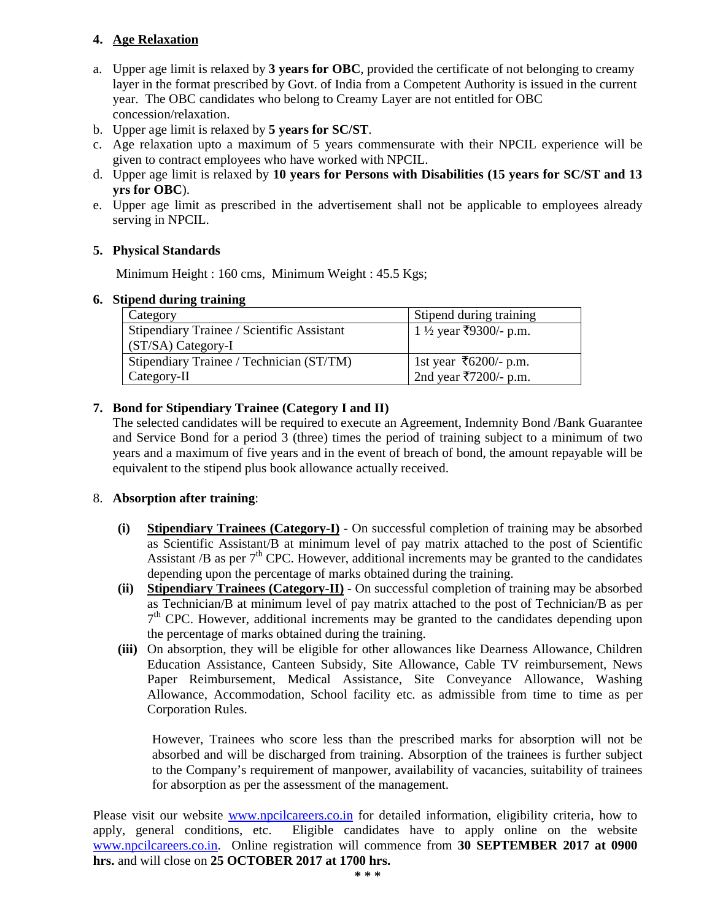### 4. Age Relaxation

a. Upper age limit is relaxed by **3 years for OBC**, provided the certificate of not belonging to creamy layer in the format prescribed by Govt. of India from a Competent Authority is issued in the current year. The OBC candidates who belong to Creamy Layer are not entitled for OBC concession/relaxation.
b. Upper age limit is relaxed by **5 years for SC/ST**.
c. Age relaxation upto a maximum of 5 years commensurate with their NPCIL experience will be given to contract employees who have worked with NPCIL.
d. Upper age limit is relaxed by **10 years for Persons with Disabilities (15 years for SC/ST and 13 yrs for OBC**).
e. Upper age limit as prescribed in the advertisement shall not be applicable to employees already serving in NPCIL.

### 5. Physical Standards

Minimum Height : 160 cms, Minimum Weight : 45.5 Kgs;

### 6. Stipend during training

| Category | Stipend during training |
|---|---|
| Stipendiary Trainee / Scientific Assistant (ST/SA) Category-I | 1 ½ year ₹9300/- p.m. |
| Stipendiary Trainee / Technician (ST/TM) Category-II | 1st year ₹6200/- p.m.<br>2nd year ₹7200/- p.m. |

### 7. Bond for Stipendiary Trainee (Category I and II)

The selected candidates will be required to execute an Agreement, Indemnity Bond /Bank Guarantee and Service Bond for a period 3 (three) times the period of training subject to a minimum of two years and a maximum of five years and in the event of breach of bond, the amount repayable will be equivalent to the stipend plus book allowance actually received.

### 8. Absorption after training:

**(i)** **Stipendiary Trainees (Category-I)** - On successful completion of training may be absorbed as Scientific Assistant/B at minimum level of pay matrix attached to the post of Scientific Assistant /B as per 7th CPC. However, additional increments may be granted to the candidates depending upon the percentage of marks obtained during the training.

**(ii)** **Stipendiary Trainees (Category-II)** - On successful completion of training may be absorbed as Technician/B at minimum level of pay matrix attached to the post of Technician/B as per 7th CPC. However, additional increments may be granted to the candidates depending upon the percentage of marks obtained during the training.

**(iii)** On absorption, they will be eligible for other allowances like Dearness Allowance, Children Education Assistance, Canteen Subsidy, Site Allowance, Cable TV reimbursement, News Paper Reimbursement, Medical Assistance, Site Conveyance Allowance, Washing Allowance, Accommodation, School facility etc. as admissible from time to time as per Corporation Rules.

However, Trainees who score less than the prescribed marks for absorption will not be absorbed and will be discharged from training. Absorption of the trainees is further subject to the Company's requirement of manpower, availability of vacancies, suitability of trainees for absorption as per the assessment of the management.

Please visit our website www.npcilcareers.co.in for detailed information, eligibility criteria, how to apply, general conditions, etc. Eligible candidates have to apply online on the website www.npcilcareers.co.in. Online registration will commence from **30 SEPTEMBER 2017 at 0900 hrs.** and will close on **25 OCTOBER 2017 at 1700 hrs.**

**\* \* \***